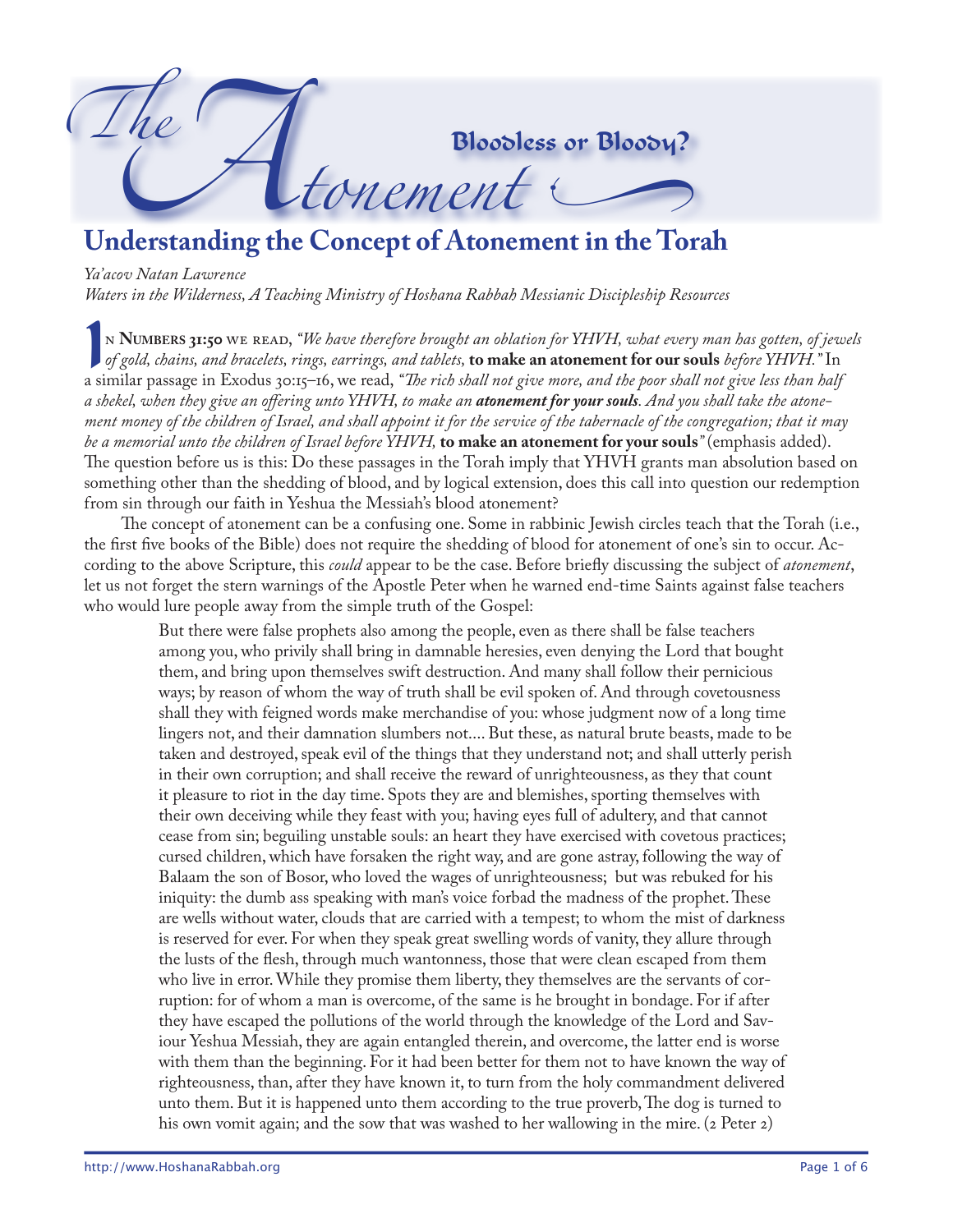# The Atonement: Bloodless or Bloody?

## Understanding the Concept of Atonement in the Torah

*Ya'acov Natan Lawrence*
*Waters in the Wilderness, A Teaching Ministry of Hoshana Rabbah Messianic Discipleship Resources*

In **Numbers 31:50** we read, *"We have therefore brought an oblation for YHVH, what every man has gotten, of jewels of gold, chains, and bracelets, rings, earrings, and tablets,* **to make an atonement for our souls** *before YHVH."* In a similar passage in Exodus 30:15–16, we read, *"The rich shall not give more, and the poor shall not give less than half a shekel, when they give an offering unto YHVH, to make an* ***atonement for your souls****. And you shall take the atonement money of the children of Israel, and shall appoint it for the service of the tabernacle of the congregation; that it may be a memorial unto the children of Israel before YHVH,* **to make an atonement for your souls***"* (emphasis added). The question before us is this: Do these passages in the Torah imply that YHVH grants man absolution based on something other than the shedding of blood, and by logical extension, does this call into question our redemption from sin through our faith in Yeshua the Messiah's blood atonement?

The concept of atonement can be a confusing one. Some in rabbinic Jewish circles teach that the Torah (i.e., the first five books of the Bible) does not require the shedding of blood for atonement of one's sin to occur. According to the above Scripture, this *could* appear to be the case. Before briefly discussing the subject of *atonement*, let us not forget the stern warnings of the Apostle Peter when he warned end-time Saints against false teachers who would lure people away from the simple truth of the Gospel:

> But there were false prophets also among the people, even as there shall be false teachers among you, who privily shall bring in damnable heresies, even denying the Lord that bought them, and bring upon themselves swift destruction. And many shall follow their pernicious ways; by reason of whom the way of truth shall be evil spoken of. And through covetousness shall they with feigned words make merchandise of you: whose judgment now of a long time lingers not, and their damnation slumbers not.... But these, as natural brute beasts, made to be taken and destroyed, speak evil of the things that they understand not; and shall utterly perish in their own corruption; and shall receive the reward of unrighteousness, as they that count it pleasure to riot in the day time. Spots they are and blemishes, sporting themselves with their own deceiving while they feast with you; having eyes full of adultery, and that cannot cease from sin; beguiling unstable souls: an heart they have exercised with covetous practices; cursed children, which have forsaken the right way, and are gone astray, following the way of Balaam the son of Bosor, who loved the wages of unrighteousness; but was rebuked for his iniquity: the dumb ass speaking with man's voice forbad the madness of the prophet. These are wells without water, clouds that are carried with a tempest; to whom the mist of darkness is reserved for ever. For when they speak great swelling words of vanity, they allure through the lusts of the flesh, through much wantonness, those that were clean escaped from them who live in error. While they promise them liberty, they themselves are the servants of corruption: for of whom a man is overcome, of the same is he brought in bondage. For if after they have escaped the pollutions of the world through the knowledge of the Lord and Saviour Yeshua Messiah, they are again entangled therein, and overcome, the latter end is worse with them than the beginning. For it had been better for them not to have known the way of righteousness, than, after they have known it, to turn from the holy commandment delivered unto them. But it is happened unto them according to the true proverb, The dog is turned to his own vomit again; and the sow that was washed to her wallowing in the mire. (2 Peter 2)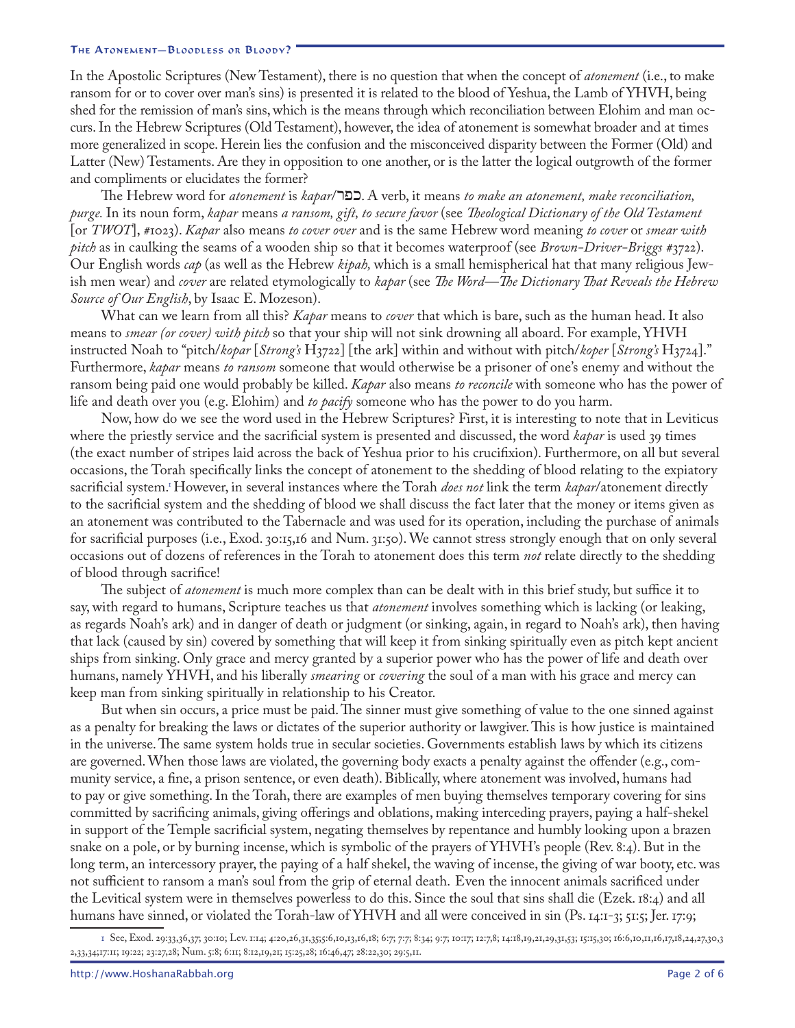In the Apostolic Scriptures (New Testament), there is no question that when the concept of *atonement* (i.e., to make ransom for or to cover over man's sins) is presented it is related to the blood of Yeshua, the Lamb of YHVH, being shed for the remission of man's sins, which is the means through which reconciliation between Elohim and man occurs. In the Hebrew Scriptures (Old Testament), however, the idea of atonement is somewhat broader and at times more generalized in scope. Herein lies the confusion and the misconceived disparity between the Former (Old) and Latter (New) Testaments. Are they in opposition to one another, or is the latter the logical outgrowth of the former and compliments or elucidates the former?

The Hebrew word for *atonement* is *kapar*/כפר. A verb, it means *to make an atonement, make reconciliation, purge.* In its noun form, *kapar* means *a ransom, gift, to secure favor* (see *Theological Dictionary of the Old Testament* [or *TWOT*], #1023). *Kapar* also means *to cover over* and is the same Hebrew word meaning *to cover* or *smear with pitch* as in caulking the seams of a wooden ship so that it becomes waterproof (see *Brown-Driver-Briggs* #3722). Our English words *cap* (as well as the Hebrew *kipah,* which is a small hemispherical hat that many religious Jewish men wear) and *cover* are related etymologically to *kapar* (see *The Word—The Dictionary That Reveals the Hebrew Source of Our English*, by Isaac E. Mozeson).

What can we learn from all this? *Kapar* means to *cover* that which is bare, such as the human head. It also means to *smear (or cover) with pitch* so that your ship will not sink drowning all aboard. For example, YHVH instructed Noah to "pitch/*kopar* [*Strong's* H3722] [the ark] within and without with pitch/*koper* [*Strong's* H3724]." Furthermore, *kapar* means *to ransom* someone that would otherwise be a prisoner of one's enemy and without the ransom being paid one would probably be killed. *Kapar* also means *to reconcile* with someone who has the power of life and death over you (e.g. Elohim) and *to pacify* someone who has the power to do you harm.

Now, how do we see the word used in the Hebrew Scriptures? First, it is interesting to note that in Leviticus where the priestly service and the sacrificial system is presented and discussed, the word *kapar* is used 39 times (the exact number of stripes laid across the back of Yeshua prior to his crucifixion). Furthermore, on all but several occasions, the Torah specifically links the concept of atonement to the shedding of blood relating to the expiatory sacrificial system.[1] However, in several instances where the Torah *does not* link the term *kapar*/atonement directly to the sacrificial system and the shedding of blood we shall discuss the fact later that the money or items given as an atonement was contributed to the Tabernacle and was used for its operation, including the purchase of animals for sacrificial purposes (i.e., Exod. 30:15,16 and Num. 31:50). We cannot stress strongly enough that on only several occasions out of dozens of references in the Torah to atonement does this term *not* relate directly to the shedding of blood through sacrifice!

The subject of *atonement* is much more complex than can be dealt with in this brief study, but suffice it to say, with regard to humans, Scripture teaches us that *atonement* involves something which is lacking (or leaking, as regards Noah's ark) and in danger of death or judgment (or sinking, again, in regard to Noah's ark), then having that lack (caused by sin) covered by something that will keep it from sinking spiritually even as pitch kept ancient ships from sinking. Only grace and mercy granted by a superior power who has the power of life and death over humans, namely YHVH, and his liberally *smearing* or *covering* the soul of a man with his grace and mercy can keep man from sinking spiritually in relationship to his Creator.

But when sin occurs, a price must be paid. The sinner must give something of value to the one sinned against as a penalty for breaking the laws or dictates of the superior authority or lawgiver. This is how justice is maintained in the universe. The same system holds true in secular societies. Governments establish laws by which its citizens are governed. When those laws are violated, the governing body exacts a penalty against the offender (e.g., community service, a fine, a prison sentence, or even death). Biblically, where atonement was involved, humans had to pay or give something. In the Torah, there are examples of men buying themselves temporary covering for sins committed by sacrificing animals, giving offerings and oblations, making interceding prayers, paying a half-shekel in support of the Temple sacrificial system, negating themselves by repentance and humbly looking upon a brazen snake on a pole, or by burning incense, which is symbolic of the prayers of YHVH's people (Rev. 8:4). But in the long term, an intercessory prayer, the paying of a half shekel, the waving of incense, the giving of war booty, etc. was not sufficient to ransom a man's soul from the grip of eternal death. Even the innocent animals sacrificed under the Levitical system were in themselves powerless to do this. Since the soul that sins shall die (Ezek. 18:4) and all humans have sinned, or violated the Torah-law of YHVH and all were conceived in sin (Ps. 14:1-3; 51:5; Jer. 17:9;

---

[1] See, Exod. 29:33,36,37; 30:10; Lev. 1:14; 4:20,26,31,35;5:6,10,13,16,18; 6:7; 7:7; 8:34; 9:7; 10:17; 12:7,8; 14:18,19,21,29,31,53; 15:15,30; 16:6,10,11,16,17,18,24,27,30,32,33,34;17:11; 19:22; 23:27,28; Num. 5:8; 6:11; 8:12,19,21; 15:25,28; 16:46,47; 28:22,30; 29:5,11.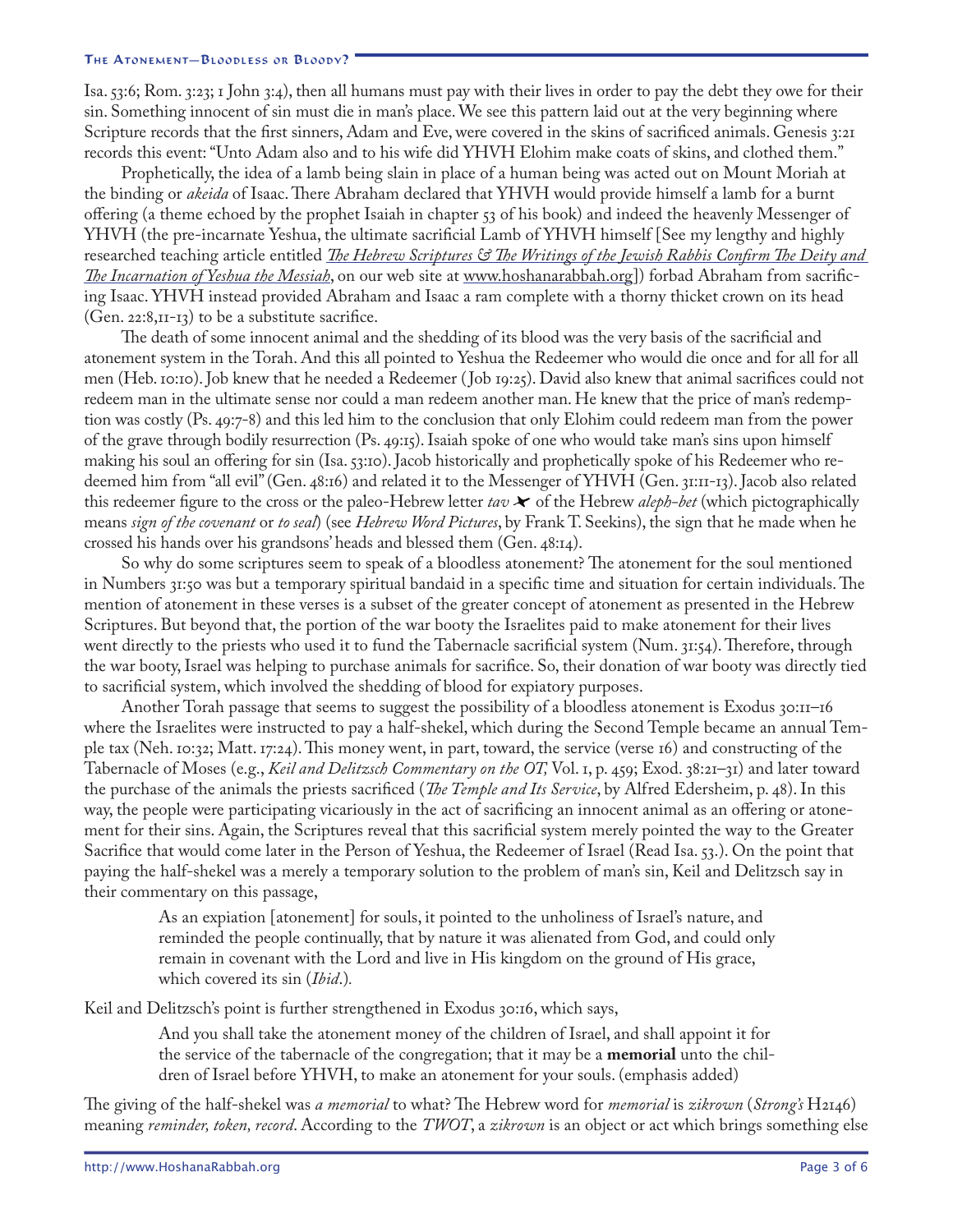Isa. 53:6; Rom. 3:23; 1 John 3:4), then all humans must pay with their lives in order to pay the debt they owe for their sin. Something innocent of sin must die in man's place. We see this pattern laid out at the very beginning where Scripture records that the first sinners, Adam and Eve, were covered in the skins of sacrificed animals. Genesis 3:21 records this event: "Unto Adam also and to his wife did YHVH Elohim make coats of skins, and clothed them."

Prophetically, the idea of a lamb being slain in place of a human being was acted out on Mount Moriah at the binding or *akeida* of Isaac. There Abraham declared that YHVH would provide himself a lamb for a burnt offering (a theme echoed by the prophet Isaiah in chapter 53 of his book) and indeed the heavenly Messenger of YHVH (the pre-incarnate Yeshua, the ultimate sacrificial Lamb of YHVH himself [See my lengthy and highly researched teaching article entitled *The Hebrew Scriptures & The Writings of the Jewish Rabbis Confirm The Deity and The Incarnation of Yeshua the Messiah*, on our web site at www.hoshanarabbah.org]) forbad Abraham from sacrificing Isaac. YHVH instead provided Abraham and Isaac a ram complete with a thorny thicket crown on its head (Gen. 22:8,11-13) to be a substitute sacrifice.

The death of some innocent animal and the shedding of its blood was the very basis of the sacrificial and atonement system in the Torah. And this all pointed to Yeshua the Redeemer who would die once and for all for all men (Heb. 10:10). Job knew that he needed a Redeemer (Job 19:25). David also knew that animal sacrifices could not redeem man in the ultimate sense nor could a man redeem another man. He knew that the price of man's redemption was costly (Ps. 49:7-8) and this led him to the conclusion that only Elohim could redeem man from the power of the grave through bodily resurrection (Ps. 49:15). Isaiah spoke of one who would take man's sins upon himself making his soul an offering for sin (Isa. 53:10). Jacob historically and prophetically spoke of his Redeemer who redeemed him from "all evil" (Gen. 48:16) and related it to the Messenger of YHVH (Gen. 31:11-13). Jacob also related this redeemer figure to the cross or the paleo-Hebrew letter *tav* ✗ of the Hebrew *aleph-bet* (which pictographically means *sign of the covenant* or *to seal*) (see *Hebrew Word Pictures*, by Frank T. Seekins), the sign that he made when he crossed his hands over his grandsons' heads and blessed them (Gen. 48:14).

So why do some scriptures seem to speak of a bloodless atonement? The atonement for the soul mentioned in Numbers 31:50 was but a temporary spiritual bandaid in a specific time and situation for certain individuals. The mention of atonement in these verses is a subset of the greater concept of atonement as presented in the Hebrew Scriptures. But beyond that, the portion of the war booty the Israelites paid to make atonement for their lives went directly to the priests who used it to fund the Tabernacle sacrificial system (Num. 31:54). Therefore, through the war booty, Israel was helping to purchase animals for sacrifice. So, their donation of war booty was directly tied to sacrificial system, which involved the shedding of blood for expiatory purposes.

Another Torah passage that seems to suggest the possibility of a bloodless atonement is Exodus 30:11–16 where the Israelites were instructed to pay a half-shekel, which during the Second Temple became an annual Temple tax (Neh. 10:32; Matt. 17:24). This money went, in part, toward, the service (verse 16) and constructing of the Tabernacle of Moses (e.g., *Keil and Delitzsch Commentary on the OT,* Vol. 1, p. 459; Exod. 38:21–31) and later toward the purchase of the animals the priests sacrificed (*The Temple and Its Service*, by Alfred Edersheim, p. 48). In this way, the people were participating vicariously in the act of sacrificing an innocent animal as an offering or atonement for their sins. Again, the Scriptures reveal that this sacrificial system merely pointed the way to the Greater Sacrifice that would come later in the Person of Yeshua, the Redeemer of Israel (Read Isa. 53.). On the point that paying the half-shekel was a merely a temporary solution to the problem of man's sin, Keil and Delitzsch say in their commentary on this passage,

> As an expiation [atonement] for souls, it pointed to the unholiness of Israel's nature, and reminded the people continually, that by nature it was alienated from God, and could only remain in covenant with the Lord and live in His kingdom on the ground of His grace, which covered its sin (*Ibid*.).

Keil and Delitzsch's point is further strengthened in Exodus 30:16, which says,

> And you shall take the atonement money of the children of Israel, and shall appoint it for the service of the tabernacle of the congregation; that it may be a **memorial** unto the children of Israel before YHVH, to make an atonement for your souls. (emphasis added)

The giving of the half-shekel was *a memorial* to what? The Hebrew word for *memorial* is *zikrown* (*Strong's* H2146) meaning *reminder, token, record*. According to the *TWOT*, a *zikrown* is an object or act which brings something else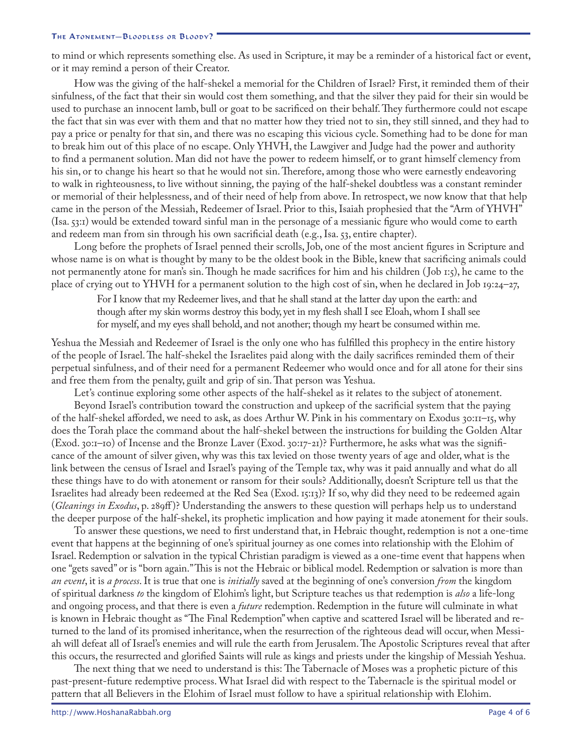to mind or which represents something else. As used in Scripture, it may be a reminder of a historical fact or event, or it may remind a person of their Creator.

How was the giving of the half-shekel a memorial for the Children of Israel? First, it reminded them of their sinfulness, of the fact that their sin would cost them something, and that the silver they paid for their sin would be used to purchase an innocent lamb, bull or goat to be sacrificed on their behalf. They furthermore could not escape the fact that sin was ever with them and that no matter how they tried not to sin, they still sinned, and they had to pay a price or penalty for that sin, and there was no escaping this vicious cycle. Something had to be done for man to break him out of this place of no escape. Only YHVH, the Lawgiver and Judge had the power and authority to find a permanent solution. Man did not have the power to redeem himself, or to grant himself clemency from his sin, or to change his heart so that he would not sin. Therefore, among those who were earnestly endeavoring to walk in righteousness, to live without sinning, the paying of the half-shekel doubtless was a constant reminder or memorial of their helplessness, and of their need of help from above. In retrospect, we now know that that help came in the person of the Messiah, Redeemer of Israel. Prior to this, Isaiah prophesied that the "Arm of YHVH" (Isa. 53:1) would be extended toward sinful man in the personage of a messianic figure who would come to earth and redeem man from sin through his own sacrificial death (e.g., Isa. 53, entire chapter).

Long before the prophets of Israel penned their scrolls, Job, one of the most ancient figures in Scripture and whose name is on what is thought by many to be the oldest book in the Bible, knew that sacrificing animals could not permanently atone for man's sin. Though he made sacrifices for him and his children (Job 1:5), he came to the place of crying out to YHVH for a permanent solution to the high cost of sin, when he declared in Job 19:24–27,

> For I know that my Redeemer lives, and that he shall stand at the latter day upon the earth: and though after my skin worms destroy this body, yet in my flesh shall I see Eloah, whom I shall see for myself, and my eyes shall behold, and not another; though my heart be consumed within me.

Yeshua the Messiah and Redeemer of Israel is the only one who has fulfilled this prophecy in the entire history of the people of Israel. The half-shekel the Israelites paid along with the daily sacrifices reminded them of their perpetual sinfulness, and of their need for a permanent Redeemer who would once and for all atone for their sins and free them from the penalty, guilt and grip of sin. That person was Yeshua.

Let's continue exploring some other aspects of the half-shekel as it relates to the subject of atonement.

Beyond Israel's contribution toward the construction and upkeep of the sacrificial system that the paying of the half-shekel afforded, we need to ask, as does Arthur W. Pink in his commentary on Exodus 30:11–15, why does the Torah place the command about the half-shekel between the instructions for building the Golden Altar (Exod. 30:1–10) of Incense and the Bronze Laver (Exod. 30:17–21)? Furthermore, he asks what was the significance of the amount of silver given, why was this tax levied on those twenty years of age and older, what is the link between the census of Israel and Israel's paying of the Temple tax, why was it paid annually and what do all these things have to do with atonement or ransom for their souls? Additionally, doesn't Scripture tell us that the Israelites had already been redeemed at the Red Sea (Exod. 15:13)? If so, why did they need to be redeemed again (*Gleanings in Exodus*, p. 289ff)? Understanding the answers to these question will perhaps help us to understand the deeper purpose of the half-shekel, its prophetic implication and how paying it made atonement for their souls.

To answer these questions, we need to first understand that, in Hebraic thought, redemption is not a one-time event that happens at the beginning of one's spiritual journey as one comes into relationship with the Elohim of Israel. Redemption or salvation in the typical Christian paradigm is viewed as a one-time event that happens when one "gets saved" or is "born again." This is not the Hebraic or biblical model. Redemption or salvation is more than *an event*, it is *a process*. It is true that one is *initially* saved at the beginning of one's conversion *from* the kingdom of spiritual darkness *to* the kingdom of Elohim's light, but Scripture teaches us that redemption is *also* a life-long and ongoing process, and that there is even a *future* redemption. Redemption in the future will culminate in what is known in Hebraic thought as "The Final Redemption" when captive and scattered Israel will be liberated and returned to the land of its promised inheritance, when the resurrection of the righteous dead will occur, when Messiah will defeat all of Israel's enemies and will rule the earth from Jerusalem. The Apostolic Scriptures reveal that after this occurs, the resurrected and glorified Saints will rule as kings and priests under the kingship of Messiah Yeshua.

The next thing that we need to understand is this: The Tabernacle of Moses was a prophetic picture of this past-present-future redemptive process. What Israel did with respect to the Tabernacle is the spiritual model or pattern that all Believers in the Elohim of Israel must follow to have a spiritual relationship with Elohim.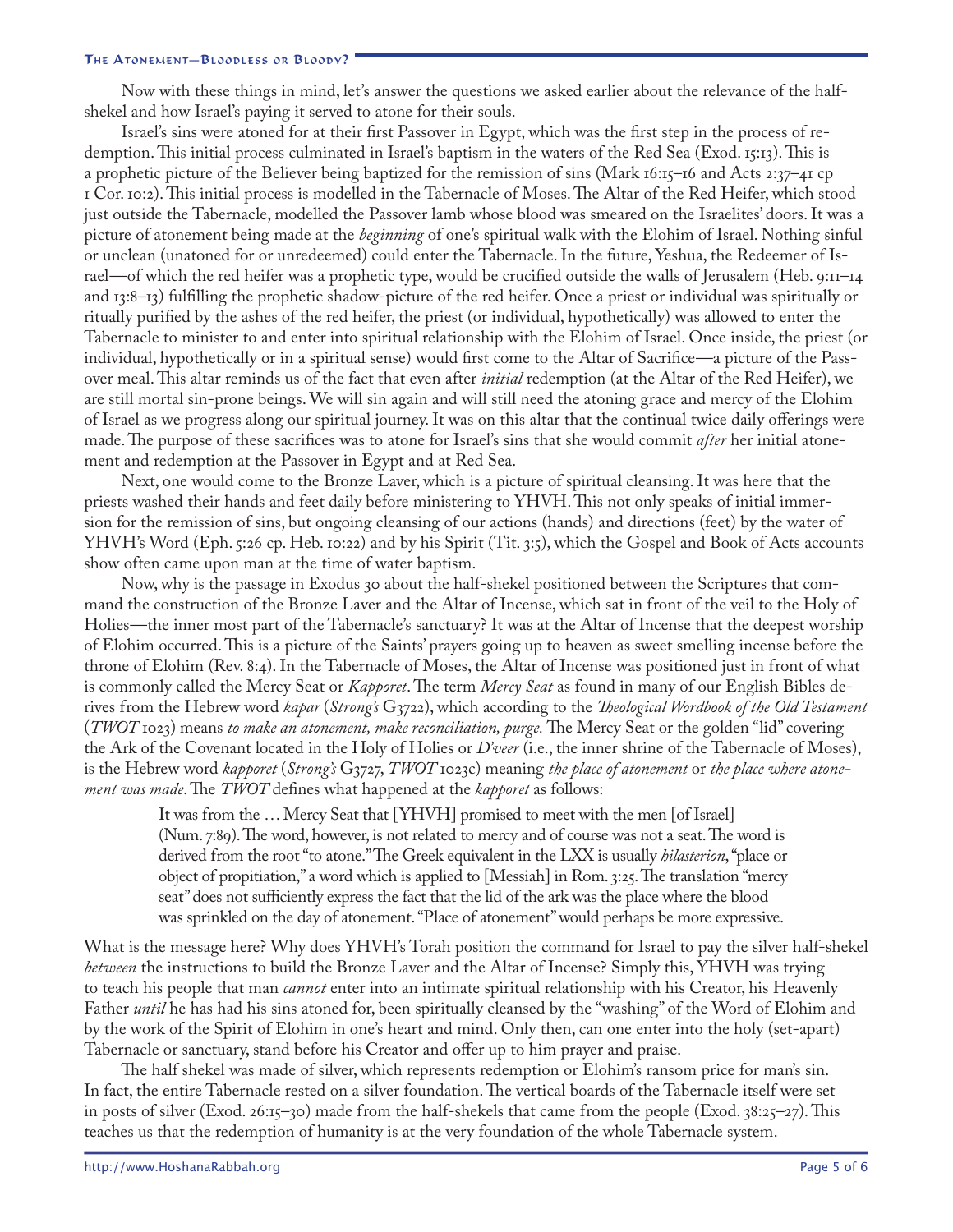Now with these things in mind, let's answer the questions we asked earlier about the relevance of the half-shekel and how Israel's paying it served to atone for their souls.

Israel's sins were atoned for at their first Passover in Egypt, which was the first step in the process of redemption. This initial process culminated in Israel's baptism in the waters of the Red Sea (Exod. 15:13). This is a prophetic picture of the Believer being baptized for the remission of sins (Mark 16:15–16 and Acts 2:37–41 cp 1 Cor. 10:2). This initial process is modelled in the Tabernacle of Moses. The Altar of the Red Heifer, which stood just outside the Tabernacle, modelled the Passover lamb whose blood was smeared on the Israelites' doors. It was a picture of atonement being made at the *beginning* of one's spiritual walk with the Elohim of Israel. Nothing sinful or unclean (unatoned for or unredeemed) could enter the Tabernacle. In the future, Yeshua, the Redeemer of Israel—of which the red heifer was a prophetic type, would be crucified outside the walls of Jerusalem (Heb. 9:11–14 and 13:8–13) fulfilling the prophetic shadow-picture of the red heifer. Once a priest or individual was spiritually or ritually purified by the ashes of the red heifer, the priest (or individual, hypothetically) was allowed to enter the Tabernacle to minister to and enter into spiritual relationship with the Elohim of Israel. Once inside, the priest (or individual, hypothetically or in a spiritual sense) would first come to the Altar of Sacrifice—a picture of the Passover meal. This altar reminds us of the fact that even after *initial* redemption (at the Altar of the Red Heifer), we are still mortal sin-prone beings. We will sin again and will still need the atoning grace and mercy of the Elohim of Israel as we progress along our spiritual journey. It was on this altar that the continual twice daily offerings were made. The purpose of these sacrifices was to atone for Israel's sins that she would commit *after* her initial atonement and redemption at the Passover in Egypt and at Red Sea.

Next, one would come to the Bronze Laver, which is a picture of spiritual cleansing. It was here that the priests washed their hands and feet daily before ministering to YHVH. This not only speaks of initial immersion for the remission of sins, but ongoing cleansing of our actions (hands) and directions (feet) by the water of YHVH's Word (Eph. 5:26 cp. Heb. 10:22) and by his Spirit (Tit. 3:5), which the Gospel and Book of Acts accounts show often came upon man at the time of water baptism.

Now, why is the passage in Exodus 30 about the half-shekel positioned between the Scriptures that command the construction of the Bronze Laver and the Altar of Incense, which sat in front of the veil to the Holy of Holies—the inner most part of the Tabernacle's sanctuary? It was at the Altar of Incense that the deepest worship of Elohim occurred. This is a picture of the Saints' prayers going up to heaven as sweet smelling incense before the throne of Elohim (Rev. 8:4). In the Tabernacle of Moses, the Altar of Incense was positioned just in front of what is commonly called the Mercy Seat or *Kapporet*. The term *Mercy Seat* as found in many of our English Bibles derives from the Hebrew word *kapar* (*Strong's* G3722), which according to the *Theological Wordbook of the Old Testament* (*TWOT* 1023) means *to make an atonement, make reconciliation, purge.* The Mercy Seat or the golden "lid" covering the Ark of the Covenant located in the Holy of Holies or *D'veer* (i.e., the inner shrine of the Tabernacle of Moses), is the Hebrew word *kapporet* (*Strong's* G3727, *TWOT* 1023c) meaning *the place of atonement* or *the place where atonement was made*. The *TWOT* defines what happened at the *kapporet* as follows:

> It was from the … Mercy Seat that [YHVH] promised to meet with the men [of Israel] (Num. 7:89). The word, however, is not related to mercy and of course was not a seat. The word is derived from the root "to atone." The Greek equivalent in the LXX is usually *hilasterion*, "place or object of propitiation," a word which is applied to [Messiah] in Rom. 3:25. The translation "mercy seat" does not sufficiently express the fact that the lid of the ark was the place where the blood was sprinkled on the day of atonement. "Place of atonement" would perhaps be more expressive.

What is the message here? Why does YHVH's Torah position the command for Israel to pay the silver half-shekel *between* the instructions to build the Bronze Laver and the Altar of Incense? Simply this, YHVH was trying to teach his people that man *cannot* enter into an intimate spiritual relationship with his Creator, his Heavenly Father *until* he has had his sins atoned for, been spiritually cleansed by the "washing" of the Word of Elohim and by the work of the Spirit of Elohim in one's heart and mind. Only then, can one enter into the holy (set-apart) Tabernacle or sanctuary, stand before his Creator and offer up to him prayer and praise.

The half shekel was made of silver, which represents redemption or Elohim's ransom price for man's sin. In fact, the entire Tabernacle rested on a silver foundation. The vertical boards of the Tabernacle itself were set in posts of silver (Exod. 26:15–30) made from the half-shekels that came from the people (Exod. 38:25–27). This teaches us that the redemption of humanity is at the very foundation of the whole Tabernacle system.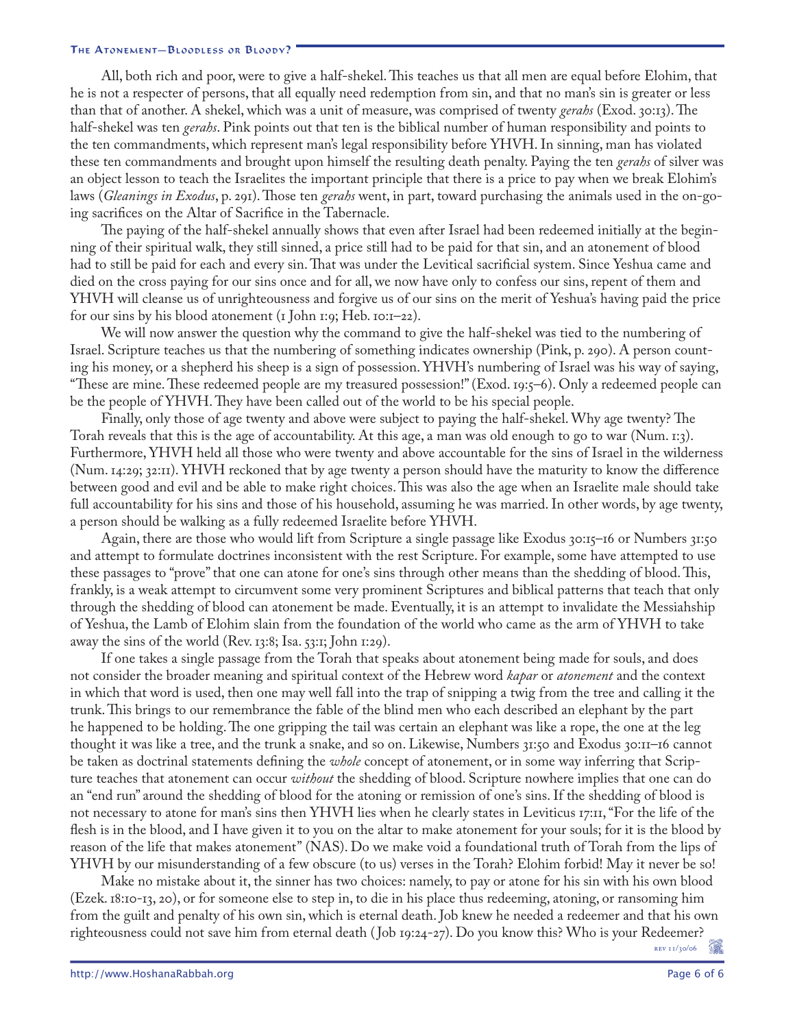All, both rich and poor, were to give a half-shekel. This teaches us that all men are equal before Elohim, that he is not a respecter of persons, that all equally need redemption from sin, and that no man's sin is greater or less than that of another. A shekel, which was a unit of measure, was comprised of twenty *gerahs* (Exod. 30:13). The half-shekel was ten *gerahs*. Pink points out that ten is the biblical number of human responsibility and points to the ten commandments, which represent man's legal responsibility before YHVH. In sinning, man has violated these ten commandments and brought upon himself the resulting death penalty. Paying the ten *gerahs* of silver was an object lesson to teach the Israelites the important principle that there is a price to pay when we break Elohim's laws (*Gleanings in Exodus*, p. 291). Those ten *gerahs* went, in part, toward purchasing the animals used in the on-going sacrifices on the Altar of Sacrifice in the Tabernacle.

The paying of the half-shekel annually shows that even after Israel had been redeemed initially at the beginning of their spiritual walk, they still sinned, a price still had to be paid for that sin, and an atonement of blood had to still be paid for each and every sin. That was under the Levitical sacrificial system. Since Yeshua came and died on the cross paying for our sins once and for all, we now have only to confess our sins, repent of them and YHVH will cleanse us of unrighteousness and forgive us of our sins on the merit of Yeshua's having paid the price for our sins by his blood atonement (1 John 1:9; Heb. 10:1–22).

We will now answer the question why the command to give the half-shekel was tied to the numbering of Israel. Scripture teaches us that the numbering of something indicates ownership (Pink, p. 290). A person counting his money, or a shepherd his sheep is a sign of possession. YHVH's numbering of Israel was his way of saying, "These are mine. These redeemed people are my treasured possession!" (Exod. 19:5–6). Only a redeemed people can be the people of YHVH. They have been called out of the world to be his special people.

Finally, only those of age twenty and above were subject to paying the half-shekel. Why age twenty? The Torah reveals that this is the age of accountability. At this age, a man was old enough to go to war (Num. 1:3). Furthermore, YHVH held all those who were twenty and above accountable for the sins of Israel in the wilderness (Num. 14:29; 32:11). YHVH reckoned that by age twenty a person should have the maturity to know the difference between good and evil and be able to make right choices. This was also the age when an Israelite male should take full accountability for his sins and those of his household, assuming he was married. In other words, by age twenty, a person should be walking as a fully redeemed Israelite before YHVH.

Again, there are those who would lift from Scripture a single passage like Exodus 30:15–16 or Numbers 31:50 and attempt to formulate doctrines inconsistent with the rest Scripture. For example, some have attempted to use these passages to "prove" that one can atone for one's sins through other means than the shedding of blood. This, frankly, is a weak attempt to circumvent some very prominent Scriptures and biblical patterns that teach that only through the shedding of blood can atonement be made. Eventually, it is an attempt to invalidate the Messiahship of Yeshua, the Lamb of Elohim slain from the foundation of the world who came as the arm of YHVH to take away the sins of the world (Rev. 13:8; Isa. 53:1; John 1:29).

If one takes a single passage from the Torah that speaks about atonement being made for souls, and does not consider the broader meaning and spiritual context of the Hebrew word *kapar* or *atonement* and the context in which that word is used, then one may well fall into the trap of snipping a twig from the tree and calling it the trunk. This brings to our remembrance the fable of the blind men who each described an elephant by the part he happened to be holding. The one gripping the tail was certain an elephant was like a rope, the one at the leg thought it was like a tree, and the trunk a snake, and so on. Likewise, Numbers 31:50 and Exodus 30:11–16 cannot be taken as doctrinal statements defining the *whole* concept of atonement, or in some way inferring that Scripture teaches that atonement can occur *without* the shedding of blood. Scripture nowhere implies that one can do an "end run" around the shedding of blood for the atoning or remission of one's sins. If the shedding of blood is not necessary to atone for man's sins then YHVH lies when he clearly states in Leviticus 17:11, "For the life of the flesh is in the blood, and I have given it to you on the altar to make atonement for your souls; for it is the blood by reason of the life that makes atonement" (NAS). Do we make void a foundational truth of Torah from the lips of YHVH by our misunderstanding of a few obscure (to us) verses in the Torah? Elohim forbid! May it never be so!

Make no mistake about it, the sinner has two choices: namely, to pay or atone for his sin with his own blood (Ezek. 18:10-13, 20), or for someone else to step in, to die in his place thus redeeming, atoning, or ransoming him from the guilt and penalty of his own sin, which is eternal death. Job knew he needed a redeemer and that his own righteousness could not save him from eternal death (Job 19:24-27). Do you know this? Who is your Redeemer?

rev 11/30/06